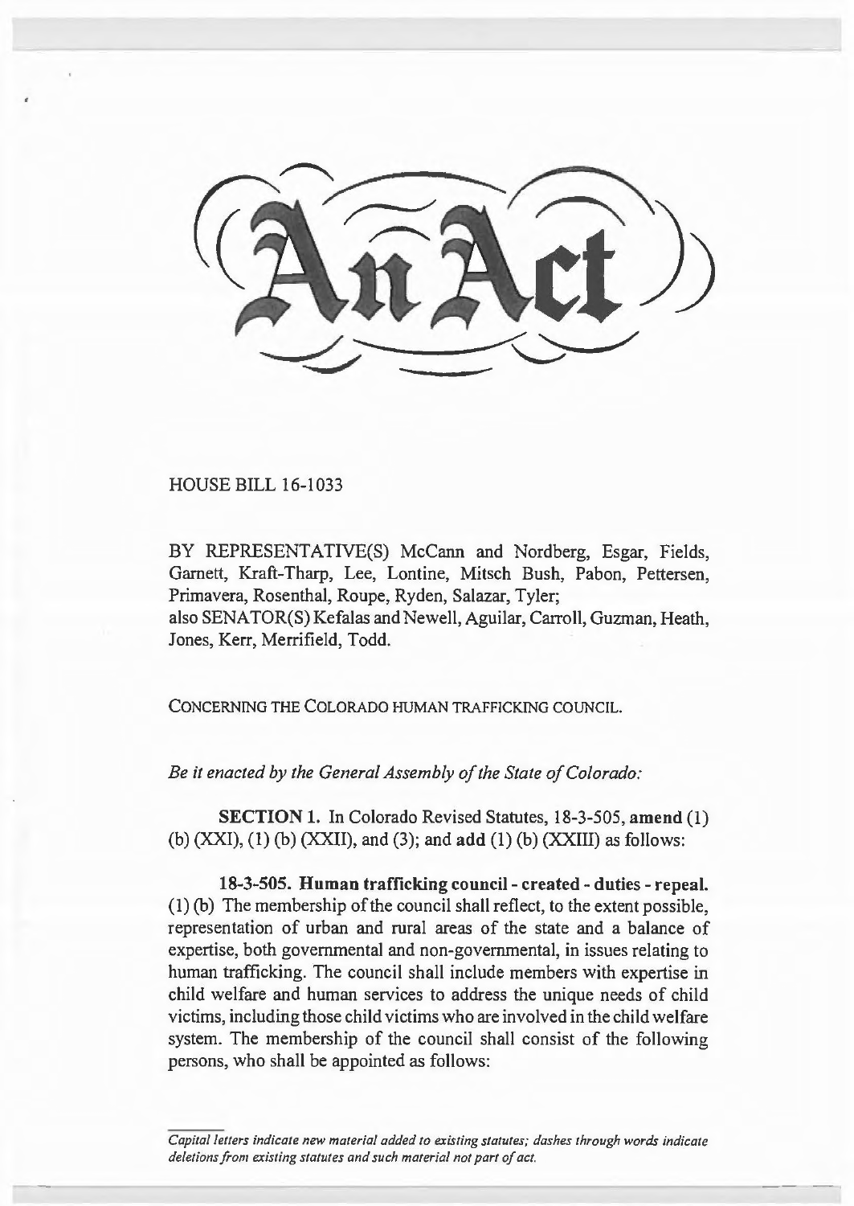# An Act

HOUSE BILL 16-1033

BY REPRESENTATIVE(S) McCann and Nordberg, Esgar, Fields, Garnett, Kraft-Tharp, Lee, Lontine, Mitsch Bush, Pabon, Pettersen, Primavera, Rosenthal, Roupe, Ryden, Salazar, Tyler;
also SENATOR(S) Kefalas and Newell, Aguilar, Carroll, Guzman, Heath, Jones, Kerr, Merrifield, Todd.

CONCERNING THE COLORADO HUMAN TRAFFICKING COUNCIL.

*Be it enacted by the General Assembly of the State of Colorado:*

**SECTION 1.** In Colorado Revised Statutes, 18-3-505, **amend** (1) (b) (XXI), (1) (b) (XXII), and (3); and **add** (1) (b) (XXIII) as follows:

**18-3-505. Human trafficking council - created - duties - repeal.** (1) (b) The membership of the council shall reflect, to the extent possible, representation of urban and rural areas of the state and a balance of expertise, both governmental and non-governmental, in issues relating to human trafficking. The council shall include members with expertise in child welfare and human services to address the unique needs of child victims, including those child victims who are involved in the child welfare system. The membership of the council shall consist of the following persons, who shall be appointed as follows:

*Capital letters indicate new material added to existing statutes; dashes through words indicate deletions from existing statutes and such material not part of act.*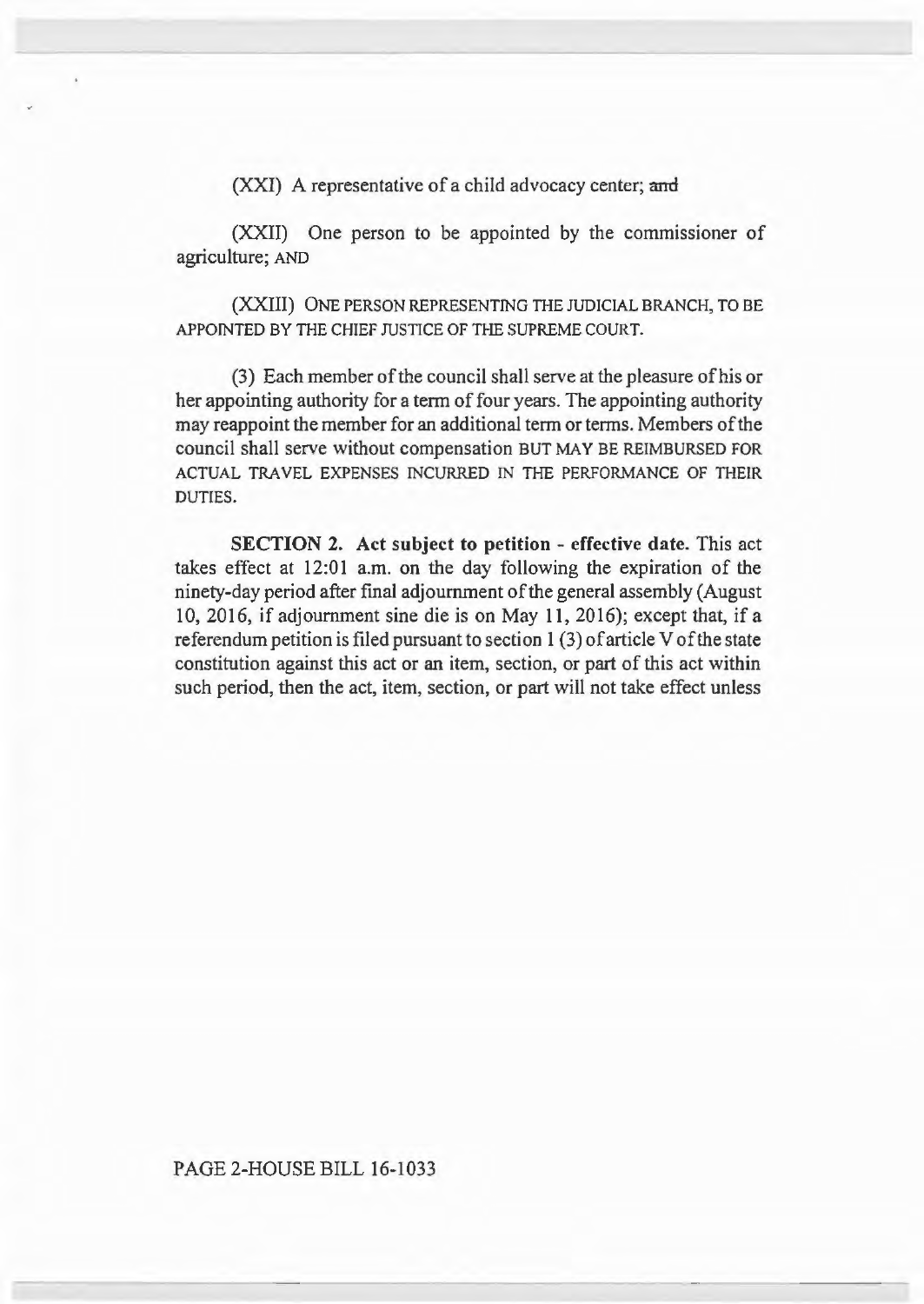(XXI) A representative of a child advocacy center; ~~and~~

(XXII) One person to be appointed by the commissioner of agriculture; AND

(XXIII) ONE PERSON REPRESENTING THE JUDICIAL BRANCH, TO BE APPOINTED BY THE CHIEF JUSTICE OF THE SUPREME COURT.

(3) Each member of the council shall serve at the pleasure of his or her appointing authority for a term of four years. The appointing authority may reappoint the member for an additional term or terms. Members of the council shall serve without compensation BUT MAY BE REIMBURSED FOR ACTUAL TRAVEL EXPENSES INCURRED IN THE PERFORMANCE OF THEIR DUTIES.

**SECTION 2. Act subject to petition - effective date.** This act takes effect at 12:01 a.m. on the day following the expiration of the ninety-day period after final adjournment of the general assembly (August 10, 2016, if adjournment sine die is on May 11, 2016); except that, if a referendum petition is filed pursuant to section 1 (3) of article V of the state constitution against this act or an item, section, or part of this act within such period, then the act, item, section, or part will not take effect unless

PAGE 2-HOUSE BILL 16-1033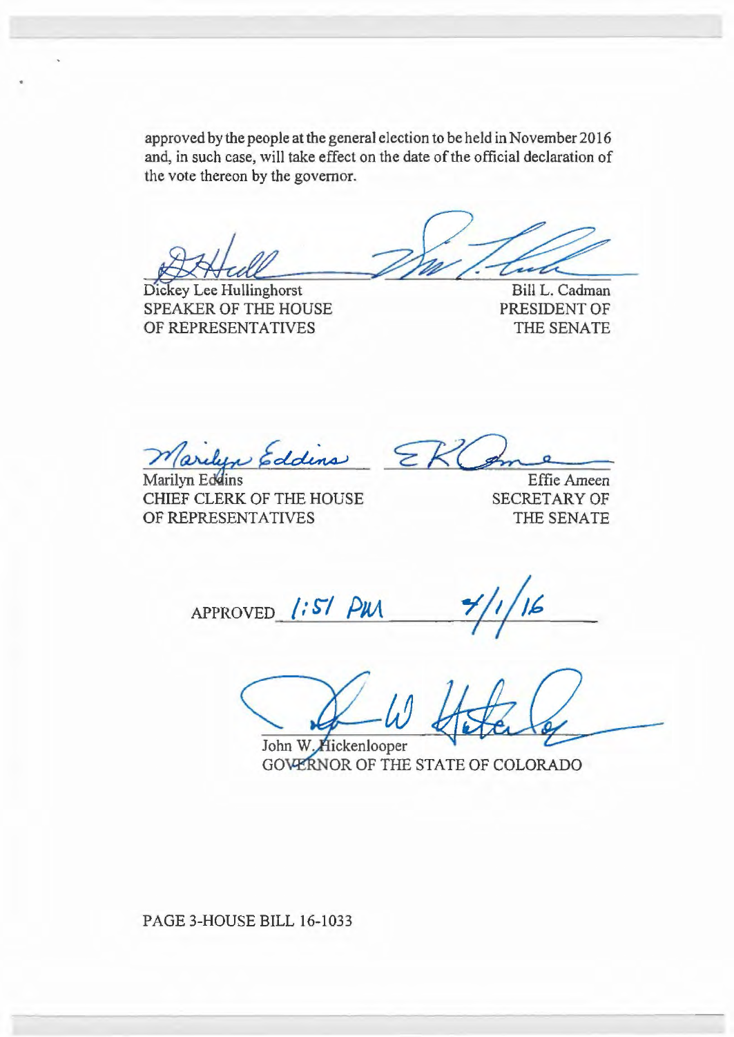approved by the people at the general election to be held in November 2016 and, in such case, will take effect on the date of the official declaration of the vote thereon by the governor.

| | |
|---|---|
| Dickey Lee Hullinghorst<br>SPEAKER OF THE HOUSE<br>OF REPRESENTATIVES | Bill L. Cadman<br>PRESIDENT OF<br>THE SENATE |
| Marilyn Eddins<br>CHIEF CLERK OF THE HOUSE<br>OF REPRESENTATIVES | Effie Ameen<br>SECRETARY OF<br>THE SENATE |

APPROVED 1:51 PM 4/1/16

John W. Hickenlooper
GOVERNOR OF THE STATE OF COLORADO

PAGE 3-HOUSE BILL 16-1033